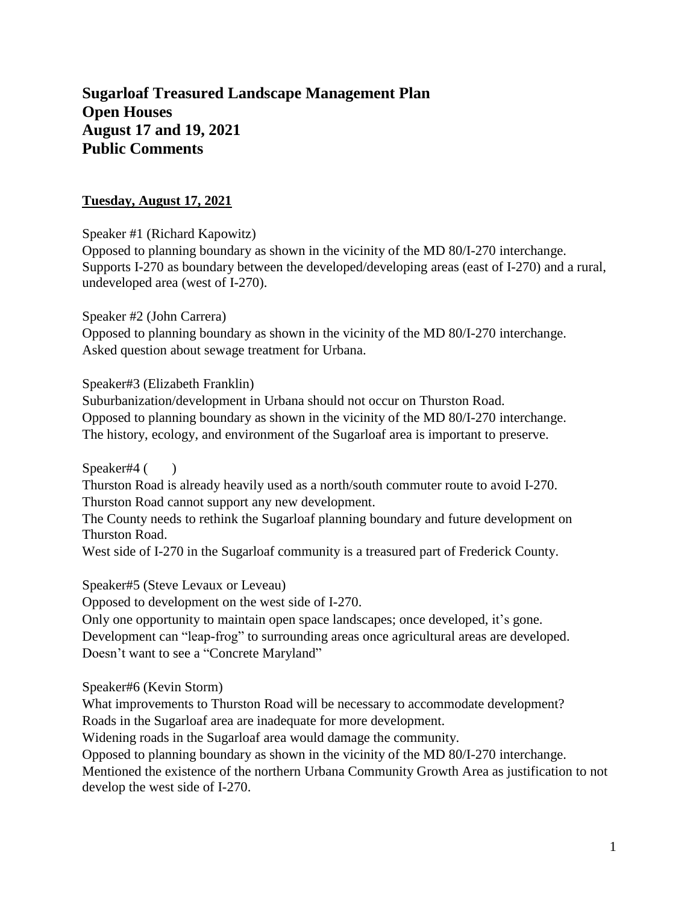# Sugarloaf Treasured Landscape Management Plan
# Open Houses
# August 17 and 19, 2021
# Public Comments

**Tuesday, August 17, 2021**

Speaker #1 (Richard Kapowitz)
Opposed to planning boundary as shown in the vicinity of the MD 80/I-270 interchange.
Supports I-270 as boundary between the developed/developing areas (east of I-270) and a rural, undeveloped area (west of I-270).

Speaker #2 (John Carrera)
Opposed to planning boundary as shown in the vicinity of the MD 80/I-270 interchange.
Asked question about sewage treatment for Urbana.

Speaker#3 (Elizabeth Franklin)
Suburbanization/development in Urbana should not occur on Thurston Road.
Opposed to planning boundary as shown in the vicinity of the MD 80/I-270 interchange.
The history, ecology, and environment of the Sugarloaf area is important to preserve.

Speaker#4 ( )
Thurston Road is already heavily used as a north/south commuter route to avoid I-270.
Thurston Road cannot support any new development.
The County needs to rethink the Sugarloaf planning boundary and future development on Thurston Road.
West side of I-270 in the Sugarloaf community is a treasured part of Frederick County.

Speaker#5 (Steve Levaux or Leveau)
Opposed to development on the west side of I-270.
Only one opportunity to maintain open space landscapes; once developed, it's gone.
Development can "leap-frog" to surrounding areas once agricultural areas are developed.
Doesn't want to see a "Concrete Maryland"

Speaker#6 (Kevin Storm)
What improvements to Thurston Road will be necessary to accommodate development?
Roads in the Sugarloaf area are inadequate for more development.
Widening roads in the Sugarloaf area would damage the community.
Opposed to planning boundary as shown in the vicinity of the MD 80/I-270 interchange.
Mentioned the existence of the northern Urbana Community Growth Area as justification to not develop the west side of I-270.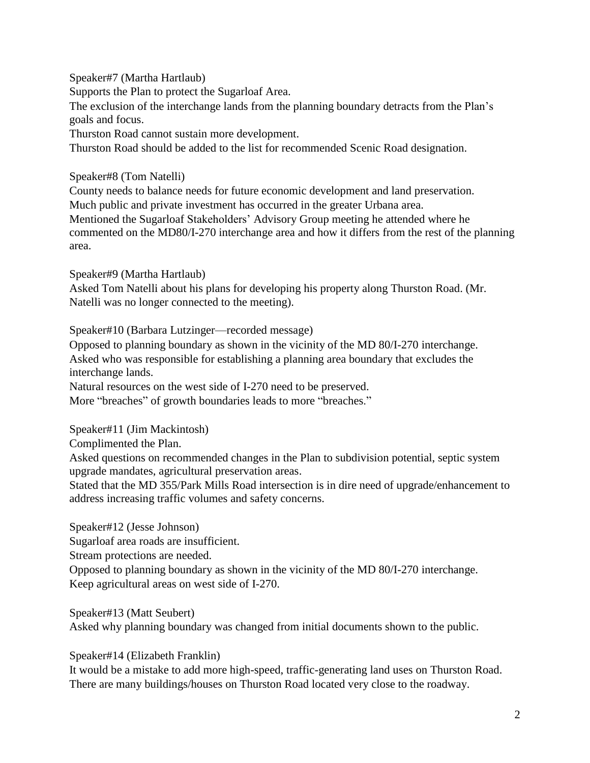Speaker#7 (Martha Hartlaub)

Supports the Plan to protect the Sugarloaf Area.

The exclusion of the interchange lands from the planning boundary detracts from the Plan's goals and focus.

Thurston Road cannot sustain more development.

Thurston Road should be added to the list for recommended Scenic Road designation.

Speaker#8 (Tom Natelli)

County needs to balance needs for future economic development and land preservation.

Much public and private investment has occurred in the greater Urbana area.

Mentioned the Sugarloaf Stakeholders' Advisory Group meeting he attended where he commented on the MD80/I-270 interchange area and how it differs from the rest of the planning area.

Speaker#9 (Martha Hartlaub)

Asked Tom Natelli about his plans for developing his property along Thurston Road. (Mr. Natelli was no longer connected to the meeting).

Speaker#10 (Barbara Lutzinger—recorded message)

Opposed to planning boundary as shown in the vicinity of the MD 80/I-270 interchange.

Asked who was responsible for establishing a planning area boundary that excludes the interchange lands.

Natural resources on the west side of I-270 need to be preserved.

More "breaches" of growth boundaries leads to more "breaches."

Speaker#11 (Jim Mackintosh)

Complimented the Plan.

Asked questions on recommended changes in the Plan to subdivision potential, septic system upgrade mandates, agricultural preservation areas.

Stated that the MD 355/Park Mills Road intersection is in dire need of upgrade/enhancement to address increasing traffic volumes and safety concerns.

Speaker#12 (Jesse Johnson)

Sugarloaf area roads are insufficient.

Stream protections are needed.

Opposed to planning boundary as shown in the vicinity of the MD 80/I-270 interchange.

Keep agricultural areas on west side of I-270.

Speaker#13 (Matt Seubert)

Asked why planning boundary was changed from initial documents shown to the public.

Speaker#14 (Elizabeth Franklin)

It would be a mistake to add more high-speed, traffic-generating land uses on Thurston Road.

There are many buildings/houses on Thurston Road located very close to the roadway.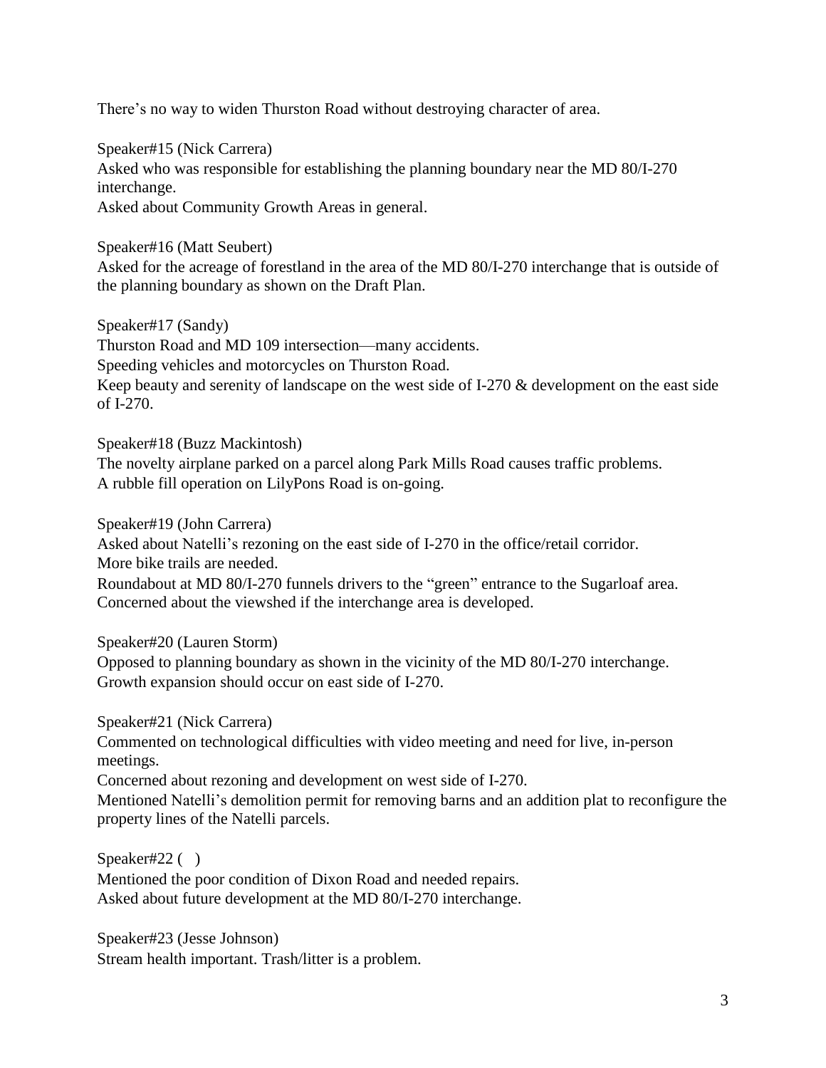There's no way to widen Thurston Road without destroying character of area.

Speaker#15 (Nick Carrera)
Asked who was responsible for establishing the planning boundary near the MD 80/I-270 interchange.
Asked about Community Growth Areas in general.

Speaker#16 (Matt Seubert)
Asked for the acreage of forestland in the area of the MD 80/I-270 interchange that is outside of the planning boundary as shown on the Draft Plan.

Speaker#17 (Sandy)
Thurston Road and MD 109 intersection—many accidents.
Speeding vehicles and motorcycles on Thurston Road.
Keep beauty and serenity of landscape on the west side of I-270 & development on the east side of I-270.

Speaker#18 (Buzz Mackintosh)
The novelty airplane parked on a parcel along Park Mills Road causes traffic problems.
A rubble fill operation on LilyPons Road is on-going.

Speaker#19 (John Carrera)
Asked about Natelli's rezoning on the east side of I-270 in the office/retail corridor.
More bike trails are needed.
Roundabout at MD 80/I-270 funnels drivers to the "green" entrance to the Sugarloaf area.
Concerned about the viewshed if the interchange area is developed.

Speaker#20 (Lauren Storm)
Opposed to planning boundary as shown in the vicinity of the MD 80/I-270 interchange.
Growth expansion should occur on east side of I-270.

Speaker#21 (Nick Carrera)
Commented on technological difficulties with video meeting and need for live, in-person meetings.
Concerned about rezoning and development on west side of I-270.
Mentioned Natelli's demolition permit for removing barns and an addition plat to reconfigure the property lines of the Natelli parcels.

Speaker#22 ( )
Mentioned the poor condition of Dixon Road and needed repairs.
Asked about future development at the MD 80/I-270 interchange.

Speaker#23 (Jesse Johnson)
Stream health important. Trash/litter is a problem.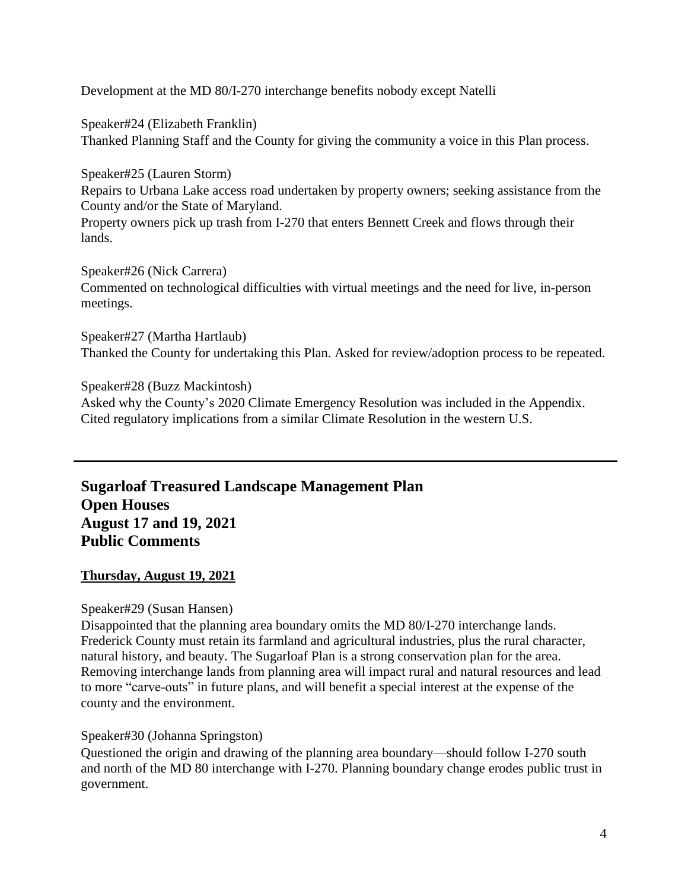Development at the MD 80/I-270 interchange benefits nobody except Natelli

Speaker#24 (Elizabeth Franklin)
Thanked Planning Staff and the County for giving the community a voice in this Plan process.

Speaker#25 (Lauren Storm)
Repairs to Urbana Lake access road undertaken by property owners; seeking assistance from the County and/or the State of Maryland.
Property owners pick up trash from I-270 that enters Bennett Creek and flows through their lands.

Speaker#26 (Nick Carrera)
Commented on technological difficulties with virtual meetings and the need for live, in-person meetings.

Speaker#27 (Martha Hartlaub)
Thanked the County for undertaking this Plan. Asked for review/adoption process to be repeated.

Speaker#28 (Buzz Mackintosh)
Asked why the County's 2020 Climate Emergency Resolution was included in the Appendix. Cited regulatory implications from a similar Climate Resolution in the western U.S.

---

## Sugarloaf Treasured Landscape Management Plan
## Open Houses
## August 17 and 19, 2021
## Public Comments

**Thursday, August 19, 2021**

Speaker#29 (Susan Hansen)
Disappointed that the planning area boundary omits the MD 80/I-270 interchange lands. Frederick County must retain its farmland and agricultural industries, plus the rural character, natural history, and beauty. The Sugarloaf Plan is a strong conservation plan for the area. Removing interchange lands from planning area will impact rural and natural resources and lead to more "carve-outs" in future plans, and will benefit a special interest at the expense of the county and the environment.

Speaker#30 (Johanna Springston)
Questioned the origin and drawing of the planning area boundary—should follow I-270 south and north of the MD 80 interchange with I-270. Planning boundary change erodes public trust in government.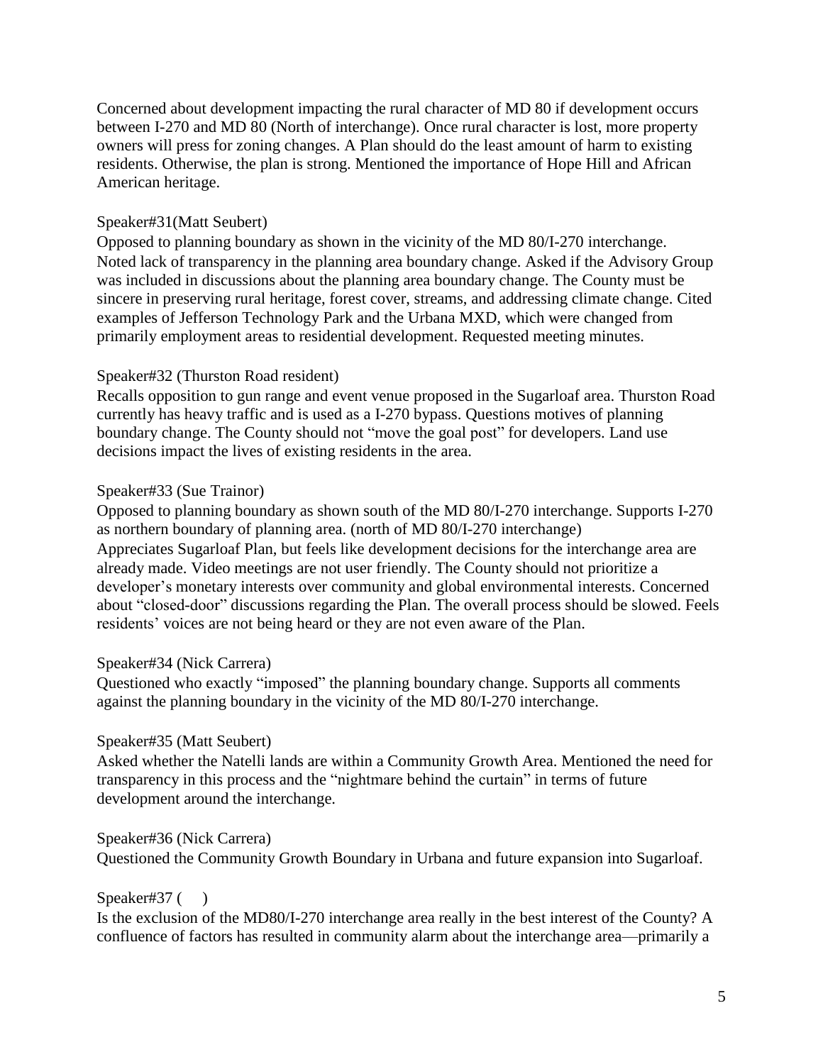Concerned about development impacting the rural character of MD 80 if development occurs between I-270 and MD 80 (North of interchange). Once rural character is lost, more property owners will press for zoning changes. A Plan should do the least amount of harm to existing residents. Otherwise, the plan is strong. Mentioned the importance of Hope Hill and African American heritage.

Speaker#31(Matt Seubert)

Opposed to planning boundary as shown in the vicinity of the MD 80/I-270 interchange. Noted lack of transparency in the planning area boundary change. Asked if the Advisory Group was included in discussions about the planning area boundary change. The County must be sincere in preserving rural heritage, forest cover, streams, and addressing climate change. Cited examples of Jefferson Technology Park and the Urbana MXD, which were changed from primarily employment areas to residential development. Requested meeting minutes.

Speaker#32 (Thurston Road resident)

Recalls opposition to gun range and event venue proposed in the Sugarloaf area. Thurston Road currently has heavy traffic and is used as a I-270 bypass. Questions motives of planning boundary change. The County should not "move the goal post" for developers. Land use decisions impact the lives of existing residents in the area.

Speaker#33 (Sue Trainor)

Opposed to planning boundary as shown south of the MD 80/I-270 interchange. Supports I-270 as northern boundary of planning area. (north of MD 80/I-270 interchange)
Appreciates Sugarloaf Plan, but feels like development decisions for the interchange area are already made. Video meetings are not user friendly. The County should not prioritize a developer's monetary interests over community and global environmental interests. Concerned about "closed-door" discussions regarding the Plan. The overall process should be slowed. Feels residents' voices are not being heard or they are not even aware of the Plan.

Speaker#34 (Nick Carrera)

Questioned who exactly "imposed" the planning boundary change. Supports all comments against the planning boundary in the vicinity of the MD 80/I-270 interchange.

Speaker#35 (Matt Seubert)

Asked whether the Natelli lands are within a Community Growth Area. Mentioned the need for transparency in this process and the "nightmare behind the curtain" in terms of future development around the interchange.

Speaker#36 (Nick Carrera)

Questioned the Community Growth Boundary in Urbana and future expansion into Sugarloaf.

Speaker#37 (   )

Is the exclusion of the MD80/I-270 interchange area really in the best interest of the County? A confluence of factors has resulted in community alarm about the interchange area—primarily a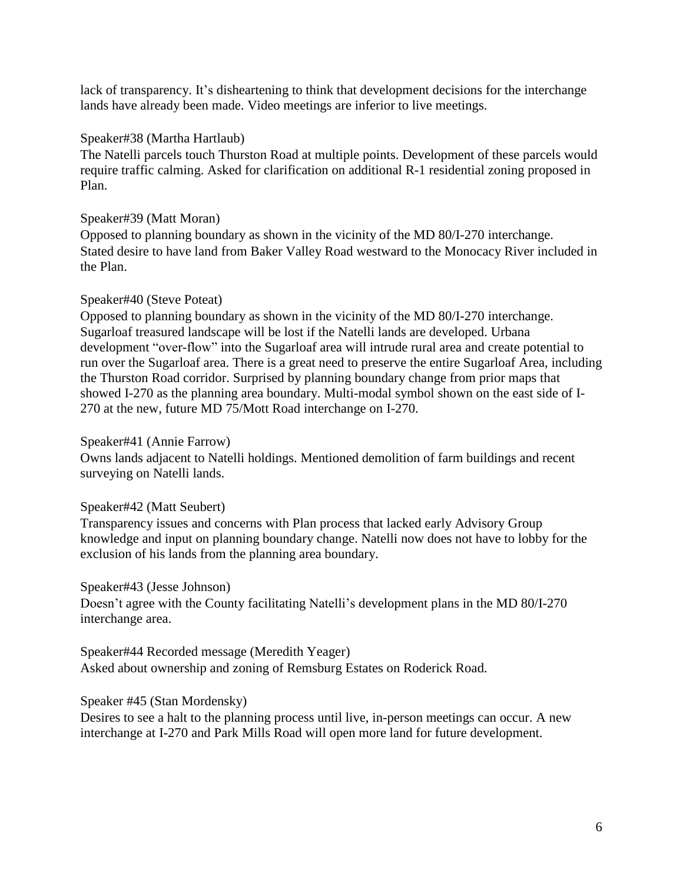lack of transparency. It's disheartening to think that development decisions for the interchange lands have already been made. Video meetings are inferior to live meetings.

Speaker#38 (Martha Hartlaub)
The Natelli parcels touch Thurston Road at multiple points. Development of these parcels would require traffic calming. Asked for clarification on additional R-1 residential zoning proposed in Plan.

Speaker#39 (Matt Moran)
Opposed to planning boundary as shown in the vicinity of the MD 80/I-270 interchange. Stated desire to have land from Baker Valley Road westward to the Monocacy River included in the Plan.

Speaker#40 (Steve Poteat)
Opposed to planning boundary as shown in the vicinity of the MD 80/I-270 interchange. Sugarloaf treasured landscape will be lost if the Natelli lands are developed. Urbana development "over-flow" into the Sugarloaf area will intrude rural area and create potential to run over the Sugarloaf area. There is a great need to preserve the entire Sugarloaf Area, including the Thurston Road corridor. Surprised by planning boundary change from prior maps that showed I-270 as the planning area boundary. Multi-modal symbol shown on the east side of I-270 at the new, future MD 75/Mott Road interchange on I-270.

Speaker#41 (Annie Farrow)
Owns lands adjacent to Natelli holdings. Mentioned demolition of farm buildings and recent surveying on Natelli lands.

Speaker#42 (Matt Seubert)
Transparency issues and concerns with Plan process that lacked early Advisory Group knowledge and input on planning boundary change. Natelli now does not have to lobby for the exclusion of his lands from the planning area boundary.

Speaker#43 (Jesse Johnson)
Doesn't agree with the County facilitating Natelli's development plans in the MD 80/I-270 interchange area.

Speaker#44 Recorded message (Meredith Yeager)
Asked about ownership and zoning of Remsburg Estates on Roderick Road.

Speaker #45 (Stan Mordensky)
Desires to see a halt to the planning process until live, in-person meetings can occur. A new interchange at I-270 and Park Mills Road will open more land for future development.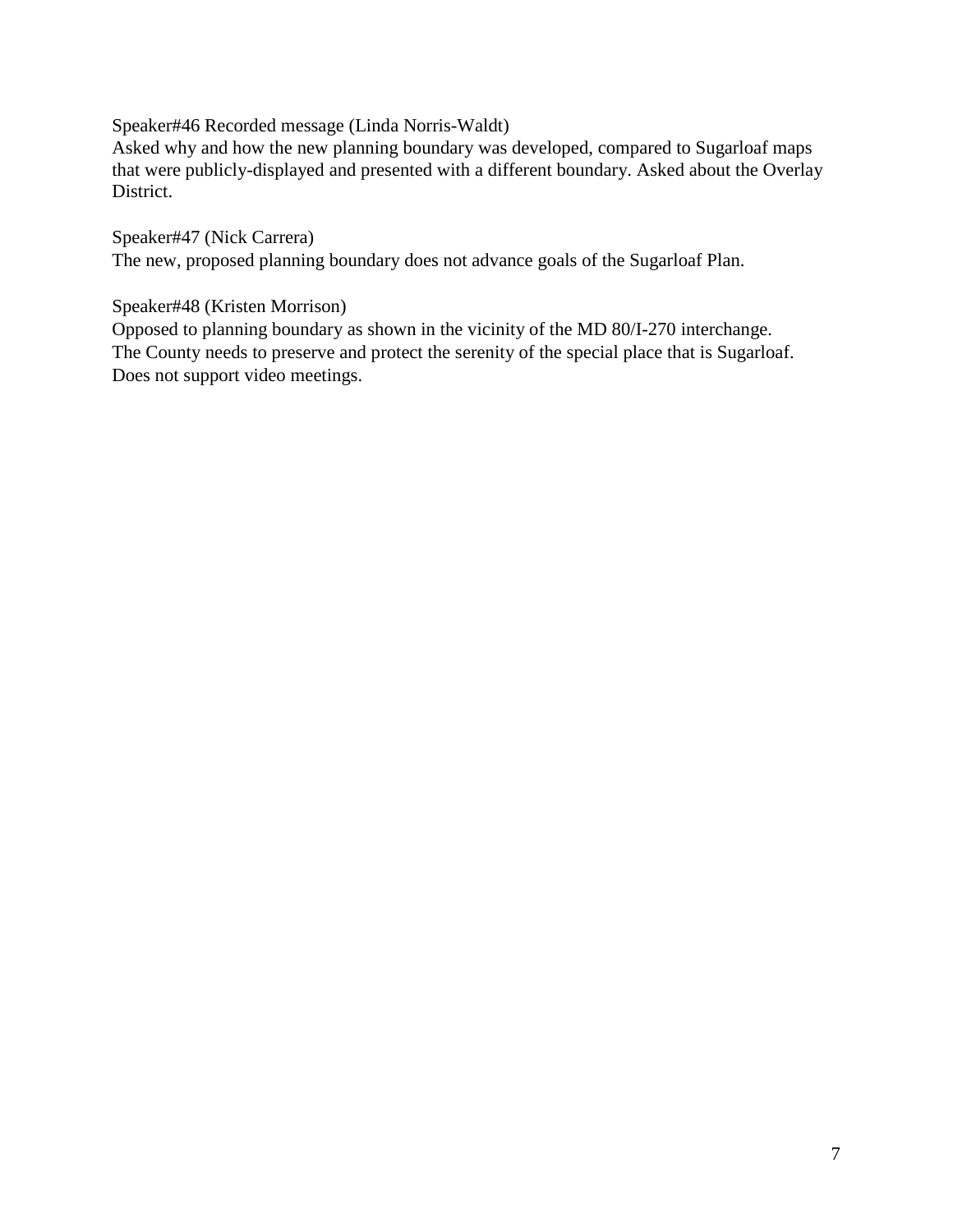Speaker#46 Recorded message (Linda Norris-Waldt)
Asked why and how the new planning boundary was developed, compared to Sugarloaf maps that were publicly-displayed and presented with a different boundary. Asked about the Overlay District.

Speaker#47 (Nick Carrera)
The new, proposed planning boundary does not advance goals of the Sugarloaf Plan.

Speaker#48 (Kristen Morrison)
Opposed to planning boundary as shown in the vicinity of the MD 80/I-270 interchange.
The County needs to preserve and protect the serenity of the special place that is Sugarloaf.
Does not support video meetings.